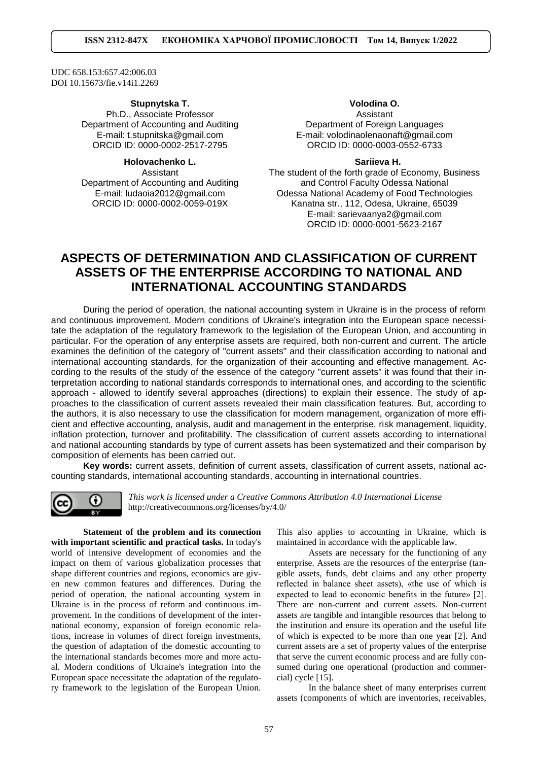UDC 658.153:657.42:006.03
DOI 10.15673/fie.v14i1.2269

**Stupnytska T.**
Ph.D., Associate Professor
Department of Accounting and Auditing
E-mail: t.stupnitska@gmail.com
ORCID ID: 0000-0002-2517-2795

**Holovachenko L.**
Assistant
Department of Accounting and Auditing
E-mail: ludaoia2012@gmail.com
ORCID ID: 0000-0002-0059-019X

**Volodina O.**
Assistant
Department of Foreign Languages
E-mail: volodinaolenaonaft@gmail.com
ORCID ID: 0000-0003-0552-6733

**Sariieva H.**
The student of the forth grade of Economy, Business and Control Faculty Odessa National
Odessa National Academy of Food Technologies
Kanatna str., 112, Odesa, Ukraine, 65039
E-mail: sarievaanya2@gmail.com
ORCID ID: 0000-0001-5623-2167

# ASPECTS OF DETERMINATION AND CLASSIFICATION OF CURRENT ASSETS OF THE ENTERPRISE ACCORDING TO NATIONAL AND INTERNATIONAL ACCOUNTING STANDARDS

During the period of operation, the national accounting system in Ukraine is in the process of reform and continuous improvement. Modern conditions of Ukraine's integration into the European space necessitate the adaptation of the regulatory framework to the legislation of the European Union, and accounting in particular. For the operation of any enterprise assets are required, both non-current and current. The article examines the definition of the category of "current assets" and their classification according to national and international accounting standards, for the organization of their accounting and effective management. According to the results of the study of the essence of the category "current assets" it was found that their interpretation according to national standards corresponds to international ones, and according to the scientific approach - allowed to identify several approaches (directions) to explain their essence. The study of approaches to the classification of current assets revealed their main classification features. But, according to the authors, it is also necessary to use the classification for modern management, organization of more efficient and effective accounting, analysis, audit and management in the enterprise, risk management, liquidity, inflation protection, turnover and profitability. The classification of current assets according to international and national accounting standards by type of current assets has been systematized and their comparison by composition of elements has been carried out.

**Key words:** current assets, definition of current assets, classification of current assets, national accounting standards, international accounting standards, accounting in international countries.

*This work is licensed under a Creative Commons Attribution 4.0 International License*
http://creativecommons.org/licenses/by/4.0/

**Statement of the problem and its connection with important scientific and practical tasks.** In today's world of intensive development of economies and the impact on them of various globalization processes that shape different countries and regions, economics are given new common features and differences. During the period of operation, the national accounting system in Ukraine is in the process of reform and continuous improvement. In the conditions of development of the international economy, expansion of foreign economic relations, increase in volumes of direct foreign investments, the question of adaptation of the domestic accounting to the international standards becomes more and more actual. Modern conditions of Ukraine's integration into the European space necessitate the adaptation of the regulatory framework to the legislation of the European Union. This also applies to accounting in Ukraine, which is maintained in accordance with the applicable law.

Assets are necessary for the functioning of any enterprise. Assets are the resources of the enterprise (tangible assets, funds, debt claims and any other property reflected in balance sheet assets), «the use of which is expected to lead to economic benefits in the future» [2]. There are non-current and current assets. Non-current assets are tangible and intangible resources that belong to the institution and ensure its operation and the useful life of which is expected to be more than one year [2]. And current assets are a set of property values of the enterprise that serve the current economic process and are fully consumed during one operational (production and commercial) cycle [15].

In the balance sheet of many enterprises current assets (components of which are inventories, receivables,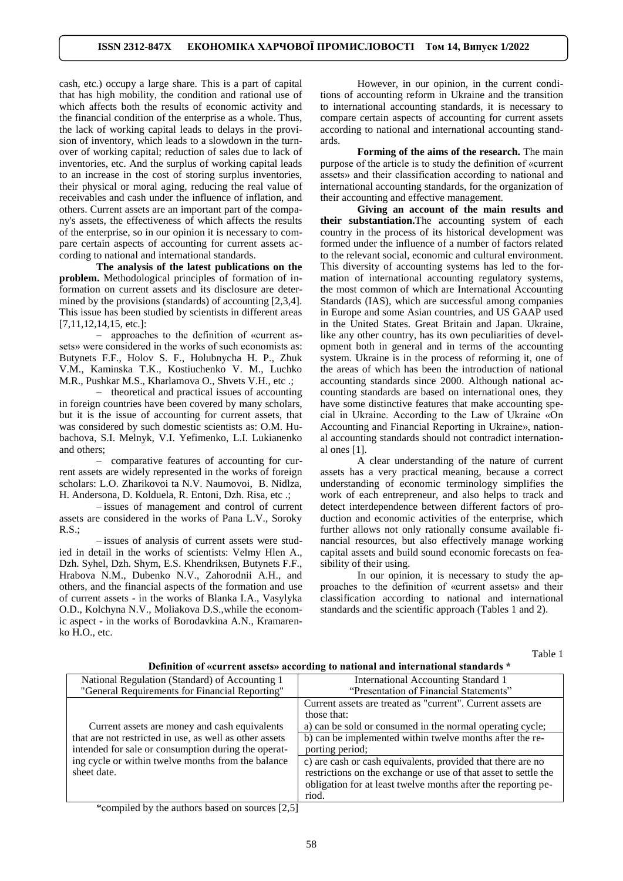cash, etc.) occupy a large share. This is a part of capital that has high mobility, the condition and rational use of which affects both the results of economic activity and the financial condition of the enterprise as a whole. Thus, the lack of working capital leads to delays in the provision of inventory, which leads to a slowdown in the turnover of working capital; reduction of sales due to lack of inventories, etc. And the surplus of working capital leads to an increase in the cost of storing surplus inventories, their physical or moral aging, reducing the real value of receivables and cash under the influence of inflation, and others. Current assets are an important part of the company's assets, the effectiveness of which affects the results of the enterprise, so in our opinion it is necessary to compare certain aspects of accounting for current assets according to national and international standards.

**The analysis of the latest publications on the problem.** Methodological principles of formation of information on current assets and its disclosure are determined by the provisions (standards) of accounting [2,3,4]. This issue has been studied by scientists in different areas [7,11,12,14,15, etc.]:

– approaches to the definition of «current assets» were considered in the works of such economists as: Butynets F.F., Holov S. F., Holubnycha H. P., Zhuk V.M., Kaminska T.K., Kostiuchenko V. M., Luchko M.R., Pushkar M.S., Kharlamova O., Shvets V.H., etc .;

– theoretical and practical issues of accounting in foreign countries have been covered by many scholars, but it is the issue of accounting for current assets, that was considered by such domestic scientists as: O.M. Hubachova, S.I. Melnyk, V.I. Yefimenko, L.I. Lukianenko and others;

– comparative features of accounting for current assets are widely represented in the works of foreign scholars: L.O. Zharikovoi ta N.V. Naumovoi, B. Nidlza, H. Andersona, D. Kolduela, R. Entoni, Dzh. Risa, etc .;

– issues of management and control of current assets are considered in the works of Pana L.V., Soroky R.S.;

– issues of analysis of current assets were studied in detail in the works of scientists: Velmy Hlen A., Dzh. Syhel, Dzh. Shym, E.S. Khendriksen, Butynets F.F., Hrabova N.M., Dubenko N.V., Zahorodnii A.H., and others, and the financial aspects of the formation and use of current assets - in the works of Blanka I.A., Vasylyka O.D., Kolchyna N.V., Moliakova D.S.,while the economic aspect - in the works of Borodavkina A.N., Kramarenko H.O., etc.

However, in our opinion, in the current conditions of accounting reform in Ukraine and the transition to international accounting standards, it is necessary to compare certain aspects of accounting for current assets according to national and international accounting standards.

**Forming of the aims of the research.** The main purpose of the article is to study the definition of «current assets» and their classification according to national and international accounting standards, for the organization of their accounting and effective management.

**Giving an account of the main results and their substantiation.** The accounting system of each country in the process of its historical development was formed under the influence of a number of factors related to the relevant social, economic and cultural environment. This diversity of accounting systems has led to the formation of international accounting regulatory systems, the most common of which are International Accounting Standards (IAS), which are successful among companies in Europe and some Asian countries, and US GAAP used in the United States. Great Britain and Japan. Ukraine, like any other country, has its own peculiarities of development both in general and in terms of the accounting system. Ukraine is in the process of reforming it, one of the areas of which has been the introduction of national accounting standards since 2000. Although national accounting standards are based on international ones, they have some distinctive features that make accounting special in Ukraine. According to the Law of Ukraine «On Accounting and Financial Reporting in Ukraine», national accounting standards should not contradict international ones [1].

A clear understanding of the nature of current assets has a very practical meaning, because a correct understanding of economic terminology simplifies the work of each entrepreneur, and also helps to track and detect interdependence between different factors of production and economic activities of the enterprise, which further allows not only rationally consume available financial resources, but also effectively manage working capital assets and build sound economic forecasts on feasibility of their using.

In our opinion, it is necessary to study the approaches to the definition of «current assets» and their classification according to national and international standards and the scientific approach (Tables 1 and 2).

Table 1

**Definition of «current assets» according to national and international standards \***

| National Regulation (Standard) of Accounting 1 "General Requirements for Financial Reporting" | International Accounting Standard 1 "Presentation of Financial Statements" |
|---|---|
| Current assets are money and cash equivalents that are not restricted in use, as well as other assets intended for sale or consumption during the operating cycle or within twelve months from the balance sheet date. | Current assets are treated as "current". Current assets are those that:<br>a) can be sold or consumed in the normal operating cycle;<br>b) can be implemented within twelve months after the reporting period;<br>c) are cash or cash equivalents, provided that there are no restrictions on the exchange or use of that asset to settle the obligation for at least twelve months after the reporting period. |

\*compiled by the authors based on sources [2,5]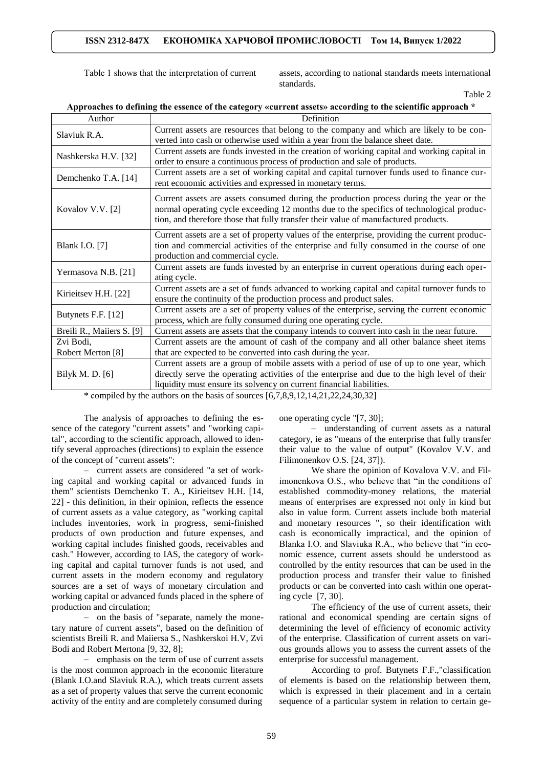Table 1 showв that the interpretation of current assets, according to national standards meets international standards.

Table 2

**Approaches to defining the essence of the category «current assets» according to the scientific approach \***

| Author | Definition |
|---|---|
| Slaviuk R.A. | Current assets are resources that belong to the company and which are likely to be converted into cash or otherwise used within a year from the balance sheet date. |
| Nashkerska H.V. [32] | Current assets are funds invested in the creation of working capital and working capital in order to ensure a continuous process of production and sale of products. |
| Demchenko T.A. [14] | Current assets are a set of working capital and capital turnover funds used to finance current economic activities and expressed in monetary terms. |
| Kovalov V.V. [2] | Current assets are assets consumed during the production process during the year or the normal operating cycle exceeding 12 months due to the specifics of technological production, and therefore those that fully transfer their value of manufactured products. |
| Blank I.O. [7] | Current assets are a set of property values of the enterprise, providing the current production and commercial activities of the enterprise and fully consumed in the course of one production and commercial cycle. |
| Yermasova N.B. [21] | Current assets are funds invested by an enterprise in current operations during each operating cycle. |
| Kirieitsev H.H. [22] | Current assets are a set of funds advanced to working capital and capital turnover funds to ensure the continuity of the production process and product sales. |
| Butynets F.F. [12] | Current assets are a set of property values of the enterprise, serving the current economic process, which are fully consumed during one operating cycle. |
| Breili R., Maiiers S. [9] | Current assets are assets that the company intends to convert into cash in the near future. |
| Zvi Bodi, Robert Merton [8] | Current assets are the amount of cash of the company and all other balance sheet items that are expected to be converted into cash during the year. |
| Bilyk M. D. [6] | Current assets are a group of mobile assets with a period of use of up to one year, which directly serve the operating activities of the enterprise and due to the high level of their liquidity must ensure its solvency on current financial liabilities. |

\* compiled by the authors on the basis of sources [6,7,8,9,12,14,21,22,24,30,32]

The analysis of approaches to defining the essence of the category "current assets" and "working capital", according to the scientific approach, allowed to identify several approaches (directions) to explain the essence of the concept of "current assets":

– current assets are considered "a set of working capital and working capital or advanced funds in them" scientists Demchenko T. A., Kirieitsev H.H. [14, 22] - this definition, in their opinion, reflects the essence of current assets as a value category, as "working capital includes inventories, work in progress, semi-finished products of own production and future expenses, and working capital includes finished goods, receivables and cash." However, according to IAS, the category of working capital and capital turnover funds is not used, and current assets in the modern economy and regulatory sources are a set of ways of monetary circulation and working capital or advanced funds placed in the sphere of production and circulation;

– on the basis of "separate, namely the monetary nature of current assets", based on the definition of scientists Breili R. and Maiiersa S., Nashkerskoi H.V, Zvi Bodi and Robert Mertona [9, 32, 8];

– emphasis on the term of use of current assets is the most common approach in the economic literature (Blank I.O.and Slaviuk R.A.), which treats current assets as a set of property values that serve the current economic activity of the entity and are completely consumed during one operating cycle "[7, 30];

– understanding of current assets as a natural category, ie as "means of the enterprise that fully transfer their value to the value of output" (Kovalov V.V. and Filimonenkov O.S. [24, 37]).

We share the opinion of Kovalova V.V. and Filimonenkova O.S., who believe that "in the conditions of established commodity-money relations, the material means of enterprises are expressed not only in kind but also in value form. Current assets include both material and monetary resources ", so their identification with cash is economically impractical, and the opinion of Blanka I.O. and Slaviuka R.A., who believe that "in economic essence, current assets should be understood as controlled by the entity resources that can be used in the production process and transfer their value to finished products or can be converted into cash within one operating cycle [7, 30].

The efficiency of the use of current assets, their rational and economical spending are certain signs of determining the level of efficiency of economic activity of the enterprise. Classification of current assets on various grounds allows you to assess the current assets of the enterprise for successful management.

According to prof. Butynets F.F.,"classification of elements is based on the relationship between them, which is expressed in their placement and in a certain sequence of a particular system in relation to certain ge-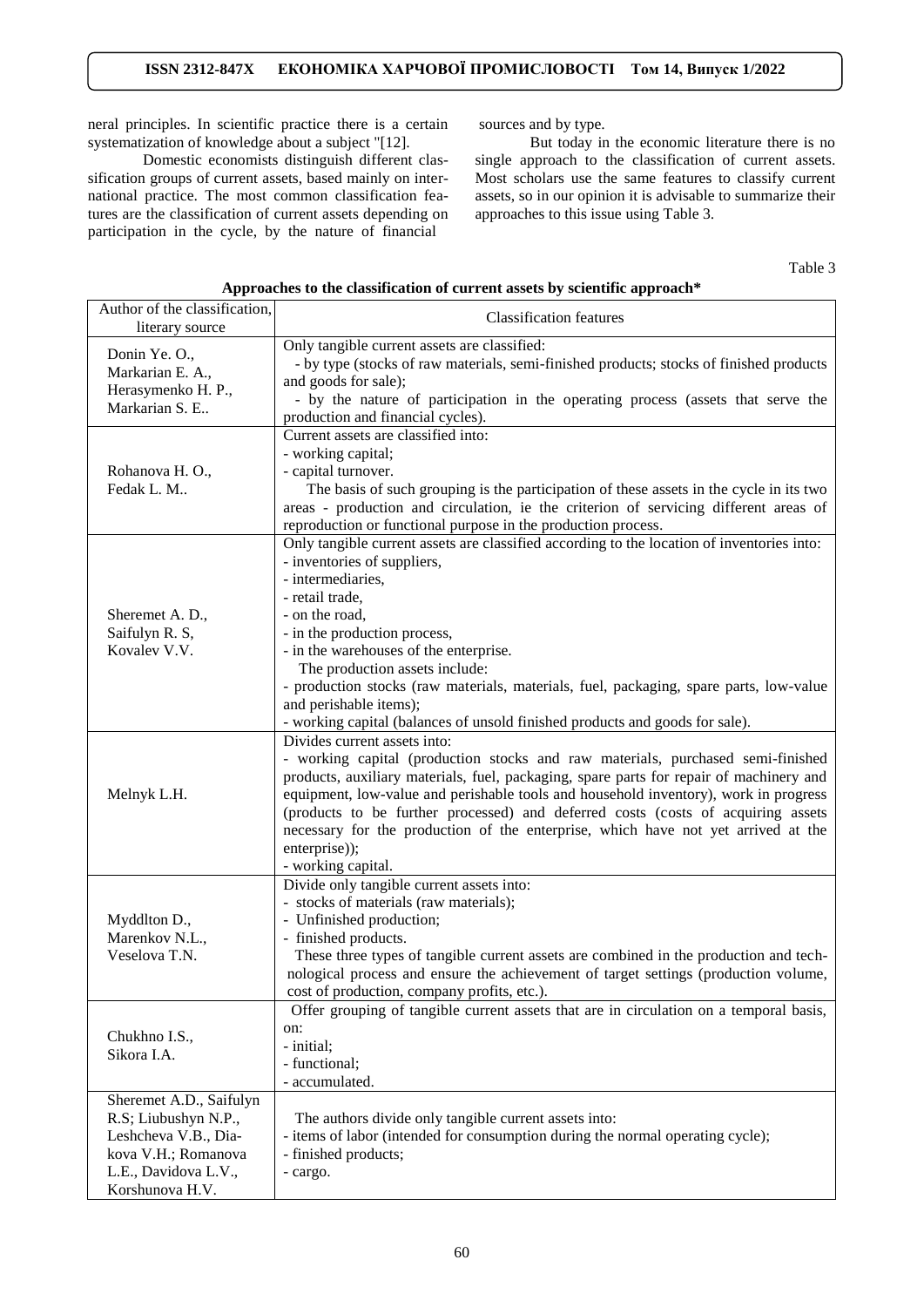neral principles. In scientific practice there is a certain systematization of knowledge about a subject "[12].

Domestic economists distinguish different classification groups of current assets, based mainly on international practice. The most common classification features are the classification of current assets depending on participation in the cycle, by the nature of financial sources and by type.

But today in the economic literature there is no single approach to the classification of current assets. Most scholars use the same features to classify current assets, so in our opinion it is advisable to summarize their approaches to this issue using Table 3.

Table 3

**Approaches to the classification of current assets by scientific approach***

| Author of the classification, literary source | Classification features |
|---|---|
| Donin Ye. O., Markarian E. A., Herasymenko H. P., Markarian S. E.. | Only tangible current assets are classified:<br>- by type (stocks of raw materials, semi-finished products; stocks of finished products and goods for sale);<br>- by the nature of participation in the operating process (assets that serve the production and financial cycles). |
| Rohanova H. O., Fedak L. M.. | Current assets are classified into:<br>- working capital;<br>- capital turnover.<br>The basis of such grouping is the participation of these assets in the cycle in its two areas - production and circulation, ie the criterion of servicing different areas of reproduction or functional purpose in the production process. |
| Sheremet A. D., Saifulyn R. S, Kovalev V.V. | Only tangible current assets are classified according to the location of inventories into:<br>- inventories of suppliers,<br>- intermediaries,<br>- retail trade,<br>- on the road,<br>- in the production process,<br>- in the warehouses of the enterprise.<br>The production assets include:<br>- production stocks (raw materials, materials, fuel, packaging, spare parts, low-value and perishable items);<br>- working capital (balances of unsold finished products and goods for sale). |
| Melnyk L.H. | Divides current assets into:<br>- working capital (production stocks and raw materials, purchased semi-finished products, auxiliary materials, fuel, packaging, spare parts for repair of machinery and equipment, low-value and perishable tools and household inventory), work in progress (products to be further processed) and deferred costs (costs of acquiring assets necessary for the production of the enterprise, which have not yet arrived at the enterprise));<br>- working capital. |
| Myddlton D., Marenkov N.L., Veselova T.N. | Divide only tangible current assets into:<br>- stocks of materials (raw materials);<br>- Unfinished production;<br>- finished products.<br>These three types of tangible current assets are combined in the production and technological process and ensure the achievement of target settings (production volume, cost of production, company profits, etc.). |
| Chukhno I.S., Sikora I.A. | Offer grouping of tangible current assets that are in circulation on a temporal basis, on:<br>- initial;<br>- functional;<br>- accumulated. |
| Sheremet A.D., Saifulyn R.S; Liubushyn N.P., Leshcheva V.B., Diakova V.H.; Romanova L.E., Davidova L.V., Korshunova H.V. | The authors divide only tangible current assets into:<br>- items of labor (intended for consumption during the normal operating cycle);<br>- finished products;<br>- cargo. |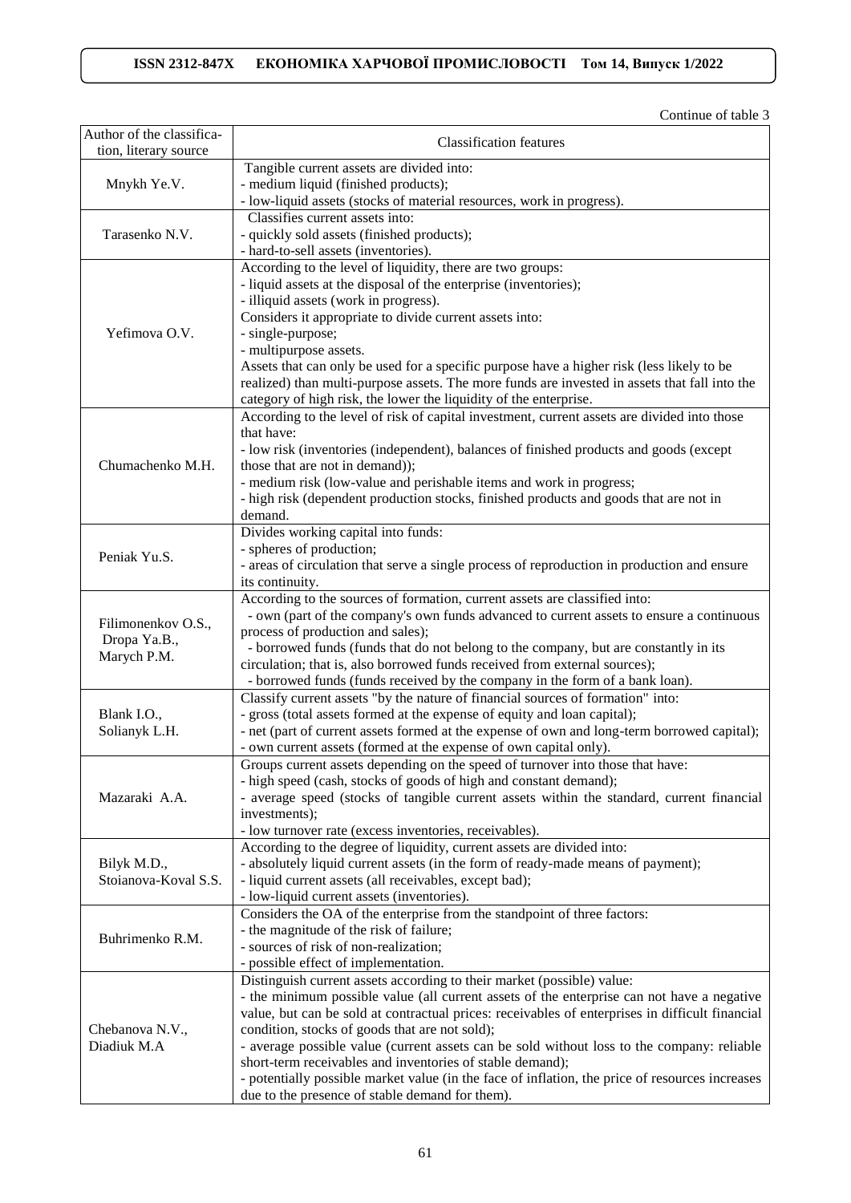Continue of table 3

| Author of the classification, literary source | Classification features |
|---|---|
| Mnykh Ye.V. | Tangible current assets are divided into:<br>- medium liquid (finished products);<br>- low-liquid assets (stocks of material resources, work in progress). |
| Tarasenko N.V. | Classifies current assets into:<br>- quickly sold assets (finished products);<br>- hard-to-sell assets (inventories). |
| Yefimova O.V. | According to the level of liquidity, there are two groups:<br>- liquid assets at the disposal of the enterprise (inventories);<br>- illiquid assets (work in progress).<br>Considers it appropriate to divide current assets into:<br>- single-purpose;<br>- multipurpose assets.<br>Assets that can only be used for a specific purpose have a higher risk (less likely to be realized) than multi-purpose assets. The more funds are invested in assets that fall into the category of high risk, the lower the liquidity of the enterprise. |
| Chumachenko M.H. | According to the level of risk of capital investment, current assets are divided into those that have:<br>- low risk (inventories (independent), balances of finished products and goods (except those that are not in demand));<br>- medium risk (low-value and perishable items and work in progress;<br>- high risk (dependent production stocks, finished products and goods that are not in demand. |
| Peniak Yu.S. | Divides working capital into funds:<br>- spheres of production;<br>- areas of circulation that serve a single process of reproduction in production and ensure its continuity. |
| Filimonenkov O.S., Dropa Ya.B., Marych P.M. | According to the sources of formation, current assets are classified into:<br>- own (part of the company's own funds advanced to current assets to ensure a continuous process of production and sales);<br>- borrowed funds (funds that do not belong to the company, but are constantly in its circulation; that is, also borrowed funds received from external sources);<br>- borrowed funds (funds received by the company in the form of a bank loan). |
| Blank I.O., Solianyk L.H. | Classify current assets "by the nature of financial sources of formation" into:<br>- gross (total assets formed at the expense of equity and loan capital);<br>- net (part of current assets formed at the expense of own and long-term borrowed capital);<br>- own current assets (formed at the expense of own capital only). |
| Mazaraki A.A. | Groups current assets depending on the speed of turnover into those that have:<br>- high speed (cash, stocks of goods of high and constant demand);<br>- average speed (stocks of tangible current assets within the standard, current financial investments);<br>- low turnover rate (excess inventories, receivables). |
| Bilyk M.D., Stoianova-Koval S.S. | According to the degree of liquidity, current assets are divided into:<br>- absolutely liquid current assets (in the form of ready-made means of payment);<br>- liquid current assets (all receivables, except bad);<br>- low-liquid current assets (inventories). |
| Buhrimenko R.M. | Considers the OA of the enterprise from the standpoint of three factors:<br>- the magnitude of the risk of failure;<br>- sources of risk of non-realization;<br>- possible effect of implementation. |
| Chebanova N.V., Diadiuk M.A | Distinguish current assets according to their market (possible) value:<br>- the minimum possible value (all current assets of the enterprise can not have a negative value, but can be sold at contractual prices: receivables of enterprises in difficult financial condition, stocks of goods that are not sold);<br>- average possible value (current assets can be sold without loss to the company: reliable short-term receivables and inventories of stable demand);<br>- potentially possible market value (in the face of inflation, the price of resources increases due to the presence of stable demand for them). |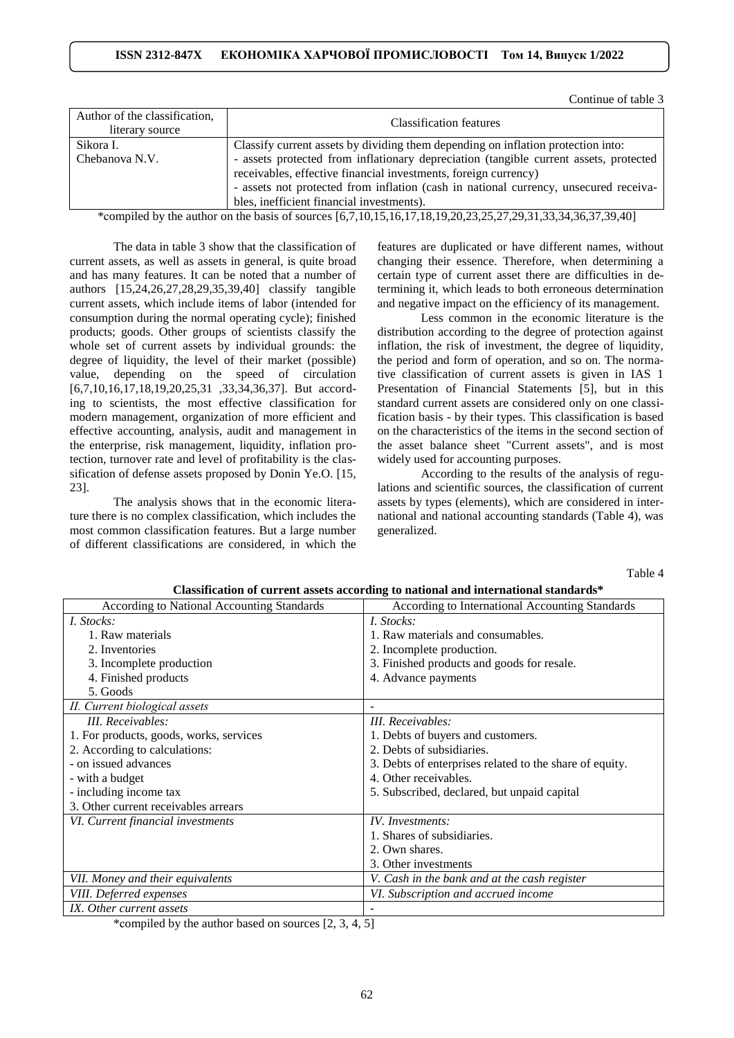Continue of table 3

| Author of the classification, literary source | Classification features |
|---|---|
| Sikora I.<br>Chebanova N.V. | Classify current assets by dividing them depending on inflation protection into:<br>- assets protected from inflationary depreciation (tangible current assets, protected receivables, effective financial investments, foreign currency)<br>- assets not protected from inflation (cash in national currency, unsecured receivables, inefficient financial investments). |

*compiled by the author on the basis of sources [6,7,10,15,16,17,18,19,20,23,25,27,29,31,33,34,36,37,39,40]

The data in table 3 show that the classification of current assets, as well as assets in general, is quite broad and has many features. It can be noted that a number of authors [15,24,26,27,28,29,35,39,40] classify tangible current assets, which include items of labor (intended for consumption during the normal operating cycle); finished products; goods. Other groups of scientists classify the whole set of current assets by individual grounds: the degree of liquidity, the level of their market (possible) value, depending on the speed of circulation [6,7,10,16,17,18,19,20,25,31 ,33,34,36,37]. But according to scientists, the most effective classification for modern management, organization of more efficient and effective accounting, analysis, audit and management in the enterprise, risk management, liquidity, inflation protection, turnover rate and level of profitability is the classification of defense assets proposed by Donin Ye.O. [15, 23].

The analysis shows that in the economic literature there is no complex classification, which includes the most common classification features. But a large number of different classifications are considered, in which the features are duplicated or have different names, without changing their essence. Therefore, when determining a certain type of current asset there are difficulties in determining it, which leads to both erroneous determination and negative impact on the efficiency of its management.

Less common in the economic literature is the distribution according to the degree of protection against inflation, the risk of investment, the degree of liquidity, the period and form of operation, and so on. The normative classification of current assets is given in IAS 1 Presentation of Financial Statements [5], but in this standard current assets are considered only on one classification basis - by their types. This classification is based on the characteristics of the items in the second section of the asset balance sheet "Current assets", and is most widely used for accounting purposes.

According to the results of the analysis of regulations and scientific sources, the classification of current assets by types (elements), which are considered in international and national accounting standards (Table 4), was generalized.

Table 4

**Classification of current assets according to national and international standards***

| According to National Accounting Standards | According to International Accounting Standards |
|---|---|
| *I. Stocks:*<br>1. Raw materials<br>2. Inventories<br>3. Incomplete production<br>4. Finished products<br>5. Goods | *I. Stocks:*<br>1. Raw materials and consumables.<br>2. Incomplete production.<br>3. Finished products and goods for resale.<br>4. Advance payments |
| *II. Current biological assets* | - |
| *III. Receivables:*<br>1. For products, goods, works, services<br>2. According to calculations:<br>- on issued advances<br>- with a budget<br>- including income tax<br>3. Other current receivables arrears | *III. Receivables:*<br>1. Debts of buyers and customers.<br>2. Debts of subsidiaries.<br>3. Debts of enterprises related to the share of equity.<br>4. Other receivables.<br>5. Subscribed, declared, but unpaid capital |
| *VI. Current financial investments* | *IV. Investments:*<br>1. Shares of subsidiaries.<br>2. Own shares.<br>3. Other investments |
| *VII. Money and their equivalents* | *V. Cash in the bank and at the cash register* |
| *VIII. Deferred expenses* | *VI. Subscription and accrued income* |
| *IX. Other current assets* | - |

*compiled by the author based on sources [2, 3, 4, 5]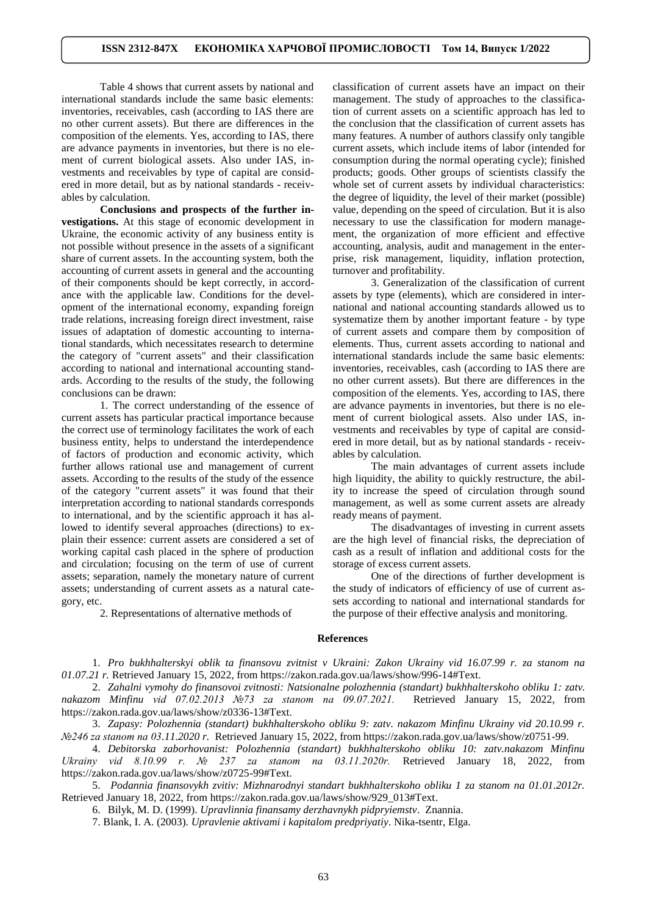Table 4 shows that current assets by national and international standards include the same basic elements: inventories, receivables, cash (according to IAS there are no other current assets). But there are differences in the composition of the elements. Yes, according to IAS, there are advance payments in inventories, but there is no element of current biological assets. Also under IAS, investments and receivables by type of capital are considered in more detail, but as by national standards - receivables by calculation.

**Conclusions and prospects of the further investigations.** At this stage of economic development in Ukraine, the economic activity of any business entity is not possible without presence in the assets of a significant share of current assets. In the accounting system, both the accounting of current assets in general and the accounting of their components should be kept correctly, in accordance with the applicable law. Conditions for the development of the international economy, expanding foreign trade relations, increasing foreign direct investment, raise issues of adaptation of domestic accounting to international standards, which necessitates research to determine the category of "current assets" and their classification according to national and international accounting standards. According to the results of the study, the following conclusions can be drawn:

1. The correct understanding of the essence of current assets has particular practical importance because the correct use of terminology facilitates the work of each business entity, helps to understand the interdependence of factors of production and economic activity, which further allows rational use and management of current assets. According to the results of the study of the essence of the category "current assets" it was found that their interpretation according to national standards corresponds to international, and by the scientific approach it has allowed to identify several approaches (directions) to explain their essence: current assets are considered a set of working capital cash placed in the sphere of production and circulation; focusing on the term of use of current assets; separation, namely the monetary nature of current assets; understanding of current assets as a natural category, etc.

2. Representations of alternative methods of classification of current assets have an impact on their management. The study of approaches to the classification of current assets on a scientific approach has led to the conclusion that the classification of current assets has many features. A number of authors classify only tangible current assets, which include items of labor (intended for consumption during the normal operating cycle); finished products; goods. Other groups of scientists classify the whole set of current assets by individual characteristics: the degree of liquidity, the level of their market (possible) value, depending on the speed of circulation. But it is also necessary to use the classification for modern management, the organization of more efficient and effective accounting, analysis, audit and management in the enterprise, risk management, liquidity, inflation protection, turnover and profitability.

3. Generalization of the classification of current assets by type (elements), which are considered in international and national accounting standards allowed us to systematize them by another important feature - by type of current assets and compare them by composition of elements. Thus, current assets according to national and international standards include the same basic elements: inventories, receivables, cash (according to IAS there are no other current assets). But there are differences in the composition of the elements. Yes, according to IAS, there are advance payments in inventories, but there is no element of current biological assets. Also under IAS, investments and receivables by type of capital are considered in more detail, but as by national standards - receivables by calculation.

The main advantages of current assets include high liquidity, the ability to quickly restructure, the ability to increase the speed of circulation through sound management, as well as some current assets are already ready means of payment.

The disadvantages of investing in current assets are the high level of financial risks, the depreciation of cash as a result of inflation and additional costs for the storage of excess current assets.

One of the directions of further development is the study of indicators of efficiency of use of current assets according to national and international standards for the purpose of their effective analysis and monitoring.

## References

1. *Pro bukhhalterskyi oblik ta finansovu zvitnist v Ukraini: Zakon Ukrainy vid 16.07.99 r. za stanom na 01.07.21 r.* Retrieved January 15, 2022, from https://zakon.rada.gov.ua/laws/show/996-14#Text.

2. *Zahalni vymohy do finansovoi zvitnosti: Natsionalne polozhennia (standart) bukhhalterskoho obliku 1: zatv. nakazom Minfinu vid 07.02.2013 №73 za stanom na 09.07.2021.* Retrieved January 15, 2022, from https://zakon.rada.gov.ua/laws/show/z0336-13#Text.

3. *Zapasy: Polozhennia (standart) bukhhalterskoho obliku 9: zatv. nakazom Minfinu Ukrainy vid 20.10.99 r. №246 za stanom na 03.11.2020 r.* Retrieved January 15, 2022, from https://zakon.rada.gov.ua/laws/show/z0751-99.

4. *Debitorska zaborhovanist: Polozhennia (standart) bukhhalterskoho obliku 10: zatv.nakazom Minfinu Ukrainy vid 8.10.99 r. № 237 za stanom na 03.11.2020r.* Retrieved January 18, 2022, from https://zakon.rada.gov.ua/laws/show/z0725-99#Text.

5. *Podannia finansovykh zvitiv: Mizhnarodnyi standart bukhhalterskoho obliku 1 za stanom na 01.01.2012r.* Retrieved January 18, 2022, from https://zakon.rada.gov.ua/laws/show/929_013#Text.

6. Bilyk, M. D. (1999). *Upravlinnia finansamy derzhavnykh pidpryiemstv*. Znannia.

7. Blank, I. A. (2003). *Upravlenie aktivami i kapitalom predpriyatiy*. Nika-tsentr, Elga.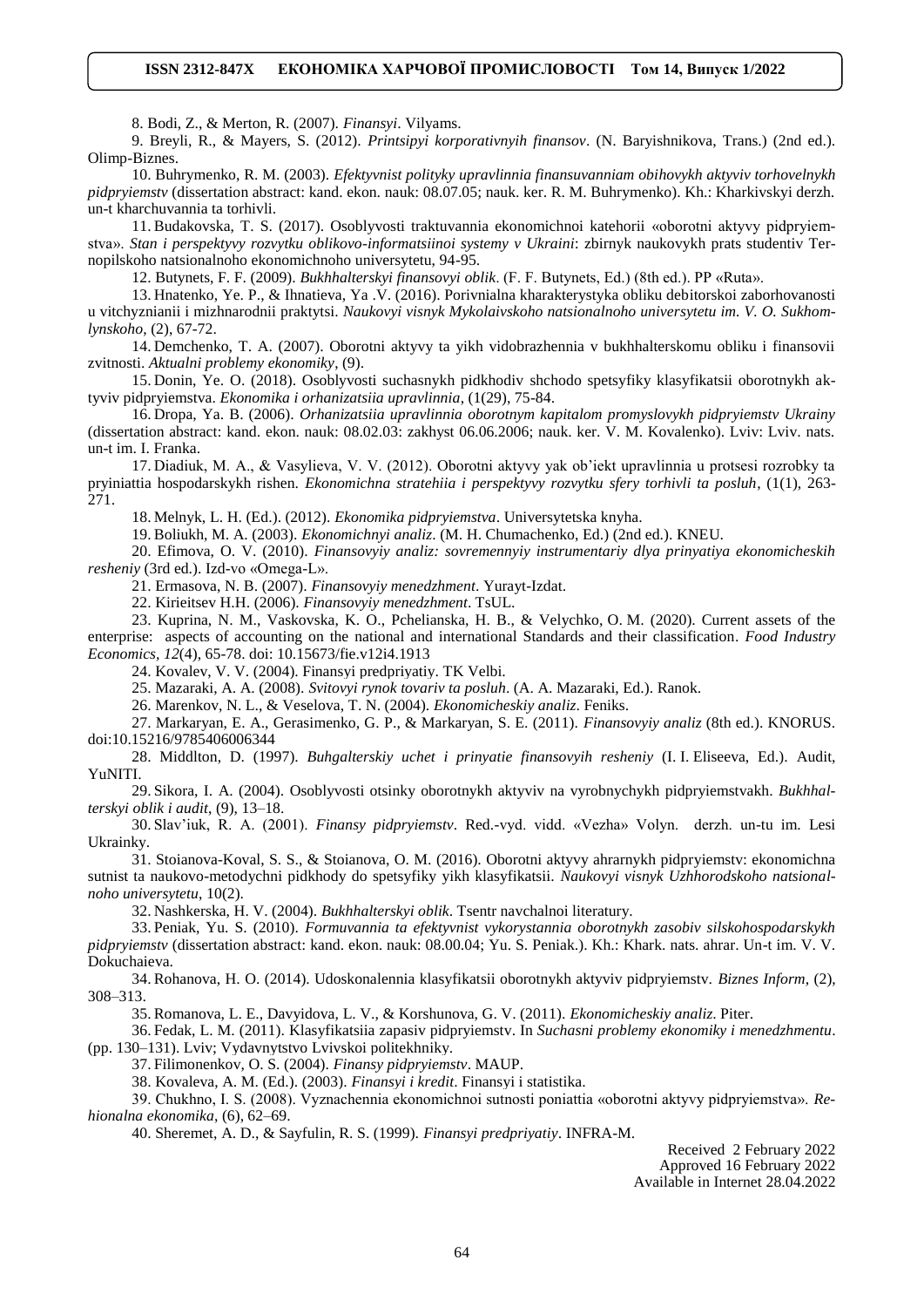8. Bodi, Z., & Merton, R. (2007). *Finansyi*. Vilyams.

9. Breyli, R., & Mayers, S. (2012). *Printsipyi korporativnyih finansov*. (N. Baryishnikova, Trans.) (2nd ed.). Olimp-Biznes.

10. Buhrymenko, R. M. (2003). *Efektyvnist polityky upravlinnia finansuvanniam obihovykh aktyviv torhovelnykh pidpryiemstv* (dissertation abstract: kand. ekon. nauk: 08.07.05; nauk. ker. R. M. Buhrymenko). Kh.: Kharkivskyi derzh. un-t kharchuvannia ta torhivli.

11. Budakovska, T. S. (2017). Osoblyvosti traktuvannia ekonomichnoi katehorii «oborotni aktyvy pidpryiemstva». *Stan i perspektyvy rozvytku oblikovo-informatsiinoi systemy v Ukraini*: zbirnyk naukovykh prats studentiv Ternopilskoho natsionalnoho ekonomichnoho universytetu, 94-95.

12. Butynets, F. F. (2009). *Bukhhalterskyi finansovyi oblik*. (F. F. Butynets, Ed.) (8th ed.). PP «Ruta».

13. Hnatenko, Ye. P., & Ihnatieva, Ya .V. (2016). Porivnialna kharakterystyka obliku debitorskoi zaborhovanosti u vitchyznianii i mizhnarodnii praktytsi. *Naukovyi visnyk Mykolaivskoho natsionalnoho universytetu im. V. O. Sukhomlynskoho*, (2), 67-72.

14. Demchenko, T. A. (2007). Oborotni aktyvy ta yikh vidobrazhennia v bukhhalterskomu obliku i finansovii zvitnosti. *Aktualni problemy ekonomiky*, (9).

15. Donin, Ye. O. (2018). Osoblyvosti suchasnykh pidkhodiv shchodo spetsyfiky klasyfikatsii oborotnykh aktyviv pidpryiemstva. *Ekonomika i orhanizatsiia upravlinnia*, (1(29), 75-84.

16. Dropa, Ya. B. (2006). *Orhanizatsiia upravlinnia oborotnym kapitalom promyslovykh pidpryiemstv Ukrainy* (dissertation abstract: kand. ekon. nauk: 08.02.03: zakhyst 06.06.2006; nauk. ker. V. M. Kovalenko). Lviv: Lviv. nats. un-t im. I. Franka.

17. Diadiuk, M. A., & Vasylieva, V. V. (2012). Oborotni aktyvy yak ob'iekt upravlinnia u protsesi rozrobky ta pryiniattia hospodarskykh rishen. *Ekonomichna stratehiia i perspektyvy rozvytku sfery torhivli ta posluh*, (1(1), 263-271.

18. Melnyk, L. H. (Ed.). (2012). *Ekonomika pidpryiemstva*. Universytetska knyha.

19. Boliukh, M. A. (2003). *Ekonomichnyi analiz*. (M. H. Chumachenko, Ed.) (2nd ed.). KNEU.

20. Efimova, O. V. (2010). *Finansovyiy analiz: sovremennyiy instrumentariy dlya prinyatiya ekonomicheskih resheniy* (3rd ed.). Izd-vo «Omega-L».

21. Ermasova, N. B. (2007). *Finansovyiy menedzhment*. Yurayt-Izdat.

22. Kirieitsev H.H. (2006). *Finansovyiy menedzhment*. TsUL.

23. Kuprina, N. M., Vaskovska, K. O., Pchelianska, H. B., & Velychko, O. M. (2020). Current assets of the enterprise: aspects of accounting on the national and international Standards and their classification. *Food Industry Economics*, *12*(4), 65-78. doi: 10.15673/fie.v12i4.1913

24. Kovalev, V. V. (2004). Finansyi predpriyatiy. TK Velbi.

25. Mazaraki, A. A. (2008). *Svitovyi rynok tovariv ta posluh*. (A. A. Mazaraki, Ed.). Ranok.

26. Marenkov, N. L., & Veselova, T. N. (2004). *Ekonomicheskiy analiz*. Feniks.

27. Markaryan, E. A., Gerasimenko, G. P., & Markaryan, S. E. (2011). *Finansovyiy analiz* (8th ed.). KNORUS. doi:10.15216/9785406006344

28. Middlton, D. (1997). *Buhgalterskiy uchet i prinyatie finansovyih resheniy* (I. I. Eliseeva, Ed.). Audit, YuNITI.

29. Sikora, I. A. (2004). Osoblyvosti otsinky oborotnykh aktyviv na vyrobnychykh pidpryiemstvakh. *Bukhhalterskyi oblik i audit*, (9), 13–18.

30. Slav'iuk, R. A. (2001). *Finansy pidpryiemstv*. Red.-vyd. vidd. «Vezha» Volyn. derzh. un-tu im. Lesi Ukrainky.

31. Stoianova-Koval, S. S., & Stoianova, O. M. (2016). Oborotni aktyvy ahrarnykh pidpryiemstv: ekonomichna sutnist ta naukovo-metodychni pidkhody do spetsyfiky yikh klasyfikatsii. *Naukovyi visnyk Uzhhorodskoho natsionalnoho universytetu*, 10(2).

32. Nashkerska, H. V. (2004). *Bukhhalterskyi oblik*. Tsentr navchalnoi literatury.

33. Peniak, Yu. S. (2010). *Formuvannia ta efektyvnist vykorystannia oborotnykh zasobiv silskohospodarskykh pidpryiemstv* (dissertation abstract: kand. ekon. nauk: 08.00.04; Yu. S. Peniak.). Kh.: Khark. nats. ahrar. Un-t im. V. V. Dokuchaieva.

34. Rohanova, H. O. (2014). Udoskonalennia klasyfikatsii oborotnykh aktyviv pidpryiemstv. *Biznes Inform*, (2), 308–313.

35. Romanova, L. E., Davyidova, L. V., & Korshunova, G. V. (2011). *Ekonomicheskiy analiz*. Piter.

36. Fedak, L. M. (2011). Klasyfikatsiia zapasiv pidpryiemstv. In *Suchasni problemy ekonomiky i menedzhmentu*. (pp. 130–131). Lviv; Vydavnytstvo Lvivskoi politekhniky.

37. Filimonenkov, O. S. (2004). *Finansy pidpryiemstv*. MAUP.

38. Kovaleva, A. M. (Ed.). (2003). *Finansyi i kredit*. Finansyi i statistika.

39. Chukhno, I. S. (2008). Vyznachennia ekonomichnoi sutnosti poniattia «oborotni aktyvy pidpryiemstva». *Rehionalna ekonomika*, (6), 62–69.

40. Sheremet, A. D., & Sayfulin, R. S. (1999). *Finansyi predpriyatiy*. INFRA-M.

Received 2 February 2022
Approved 16 February 2022
Available in Internet 28.04.2022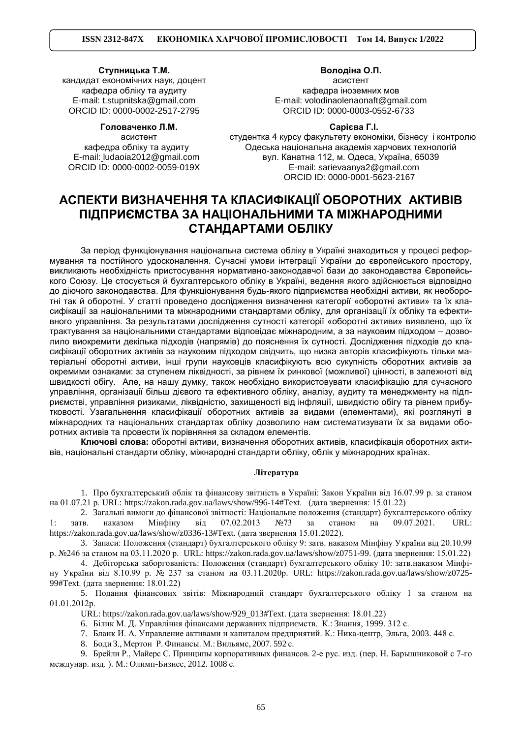**Ступницька Т.М.**
кандидат економічних наук, доцент
кафедра обліку та аудиту
E-mail: t.stupnitska@gmail.com
ORCID ID: 0000-0002-2517-2795

**Головаченко Л.М.**
асистент
кафедра обліку та аудиту
E-mail: ludaoia2012@gmail.com
ORCID ID: 0000-0002-0059-019X

**Володіна О.П.**
асистент
кафедра іноземних мов
E-mail: volodinaolenaonaft@gmail.com
ORCID ID: 0000-0003-0552-6733

**Сарієва Г.І.**
студентка 4 курсу факультету економіки, бізнесу і контролю
Одеська національна академія харчових технологій
вул. Канатна 112, м. Одеса, Україна, 65039
E-mail: sarievaanya2@gmail.com
ORCID ID: 0000-0001-5623-2167

# АСПЕКТИ ВИЗНАЧЕННЯ ТА КЛАСИФІКАЦІЇ ОБОРОТНИХ АКТИВІВ ПІДПРИЄМСТВА ЗА НАЦІОНАЛЬНИМИ ТА МІЖНАРОДНИМИ СТАНДАРТАМИ ОБЛІКУ

За період функціонування національна система обліку в Україні знаходиться у процесі реформування та постійного удосконалення. Сучасні умови інтеграції України до європейського простору, викликають необхідність пристосування нормативно-законодавчої бази до законодавства Європейського Союзу. Це стосується й бухгалтерського обліку в Україні, ведення якого здійснюється відповідно до діючого законодавства. Для функціонування будь-якого підприємства необхідні активи, як необоротні так й оборотні. У статті проведено дослідження визначення категорії «оборотні активи» та їх класифікації за національними та міжнародними стандартами обліку, для організації їх обліку та ефективного управління. За результатами дослідження сутності категорії «оборотні активи» виявлено, що їх трактування за національними стандартами відповідає міжнародним, а за науковим підходом – дозволило виокремити декілька підходів (напрямів) до пояснення їх сутності. Дослідження підходів до класифікації оборотних активів за науковим підходом свідчить, що низка авторів класифікують тільки матеріальні оборотні активи, інші групи науковців класифікують всю сукупність оборотних активів за окремими ознаками: за ступенем ліквідності, за рівнем їх ринкової (можливої) цінності, в залежності від швидкості обігу. Але, на нашу думку, також необхідно використовувати класифікацію для сучасного управління, організації більш дієвого та ефективного обліку, аналізу, аудиту та менеджменту на підприємстві, управління ризиками, ліквідністю, захищеності від інфляції, швидкістю обігу та рівнем прибутковості. Узагальнення класифікації оборотних активів за видами (елементами), які розглянуті в міжнародних та національних стандартах обліку дозволило нам систематизувати їх за видами оборотних активів та провести їх порівняння за складом елементів.

**Ключові слова:** оборотні активи, визначення оборотних активів, класифікація оборотних активів, національні стандарти обліку, міжнародні стандарти обліку, облік у міжнародних країнах.

#### Література

1. Про бухгалтерський облік та фінансову звітність в Україні: Закон України від 16.07.99 р. за станом на 01.07.21 р. URL: https://zakon.rada.gov.ua/laws/show/996-14#Text. (дата звернення: 15.01.22)
2. Загальні вимоги до фінансової звітності: Національне положення (стандарт) бухгалтерського обліку 1: затв. наказом Мінфіну від 07.02.2013 №73 за станом на 09.07.2021. URL: https://zakon.rada.gov.ua/laws/show/z0336-13#Text. (дата звернення 15.01.2022).
3. Запаси: Положення (стандарт) бухгалтерського обліку 9: затв. наказом Мінфіну України від 20.10.99 р. №246 за станом на 03.11.2020 р. URL: https://zakon.rada.gov.ua/laws/show/z0751-99. (дата звернення: 15.01.22)
4. Дебіторська заборгованість: Положення (стандарт) бухгалтерського обліку 10: затв.наказом Мінфіну України від 8.10.99 р. № 237 за станом на 03.11.2020р. URL: https://zakon.rada.gov.ua/laws/show/z0725-99#Text. (дата звернення: 18.01.22)
5. Подання фінансових звітів: Міжнародний стандарт бухгалтерського обліку 1 за станом на 01.01.2012р.
   URL: https://zakon.rada.gov.ua/laws/show/929_013#Text. (дата звернення: 18.01.22)
6. Білик М. Д. Управління фінансами державних підприємств. К.: Знання, 1999. 312 с.
7. Бланк И. А. Управление активами и капиталом предприятий. К.: Ника-центр, Эльга, 2003. 448 с.
8. Боди З., Мертон Р. Финансы. М.: Вильямс, 2007. 592 с.
9. Брейли Р., Майерс С. Принципы корпоративных финансов. 2-е рус. изд. (пер. Н. Барышниковой с 7-го междунар. изд. ). М.: Олимп-Бизнес, 2012. 1008 с.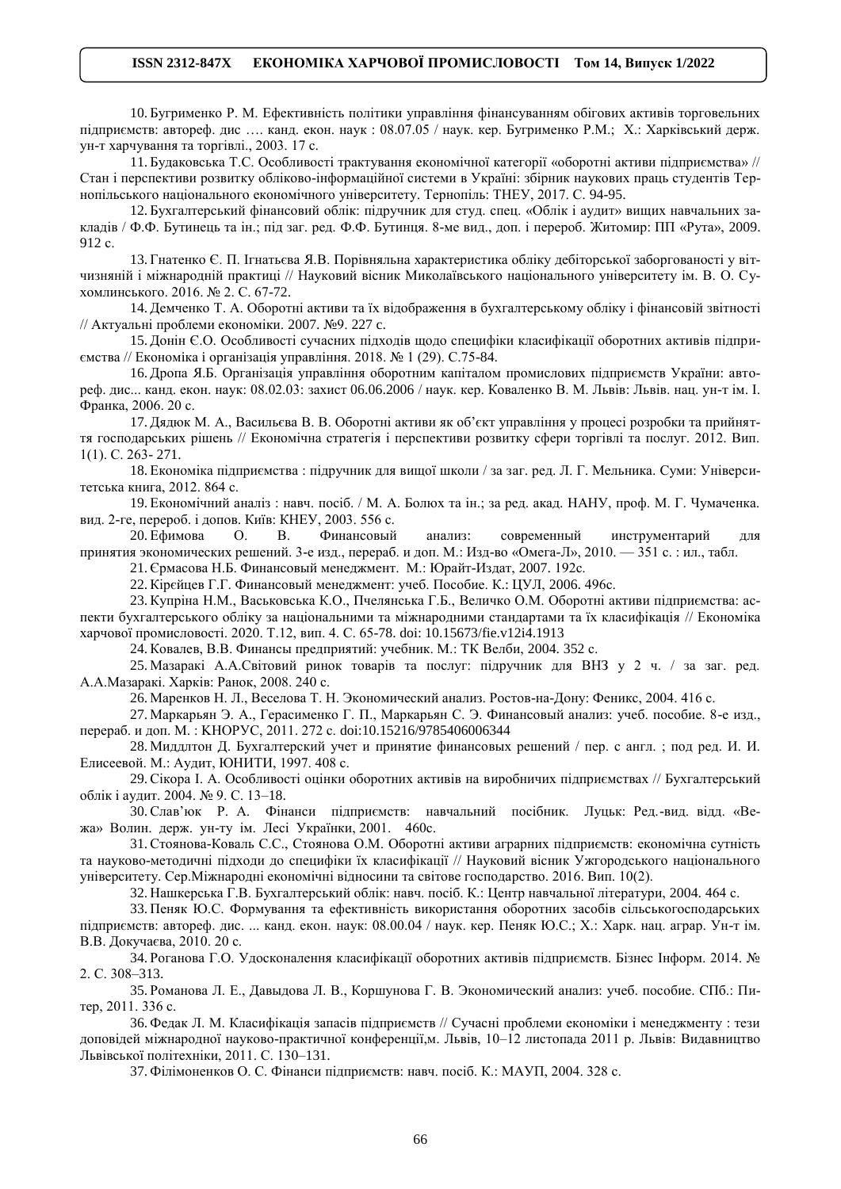10. Бугрименко Р. М. Ефективність політики управління фінансуванням обігових активів торговельних підприємств: автореф. дис …. канд. екон. наук : 08.07.05 / наук. кер. Бугрименко Р.М.; Х.: Харківський держ. ун-т харчування та торгівлі., 2003. 17 с.

11. Будаковська Т.С. Особливості трактування економічної категорії «оборотні активи підприємства» // Стан і перспективи розвитку обліково-інформаційної системи в Україні: збірник наукових праць студентів Тернопільського національного економічного університету. Тернопіль: ТНЕУ, 2017. С. 94-95.

12. Бухгалтерський фінансовий облік: підручник для студ. спец. «Облік і аудит» вищих навчальних закладів / Ф.Ф. Бутинець та ін.; під заг. ред. Ф.Ф. Бутинця. 8-ме вид., доп. і перероб. Житомир: ПП «Рута», 2009. 912 с.

13. Гнатенко Є. П. Ігнатьєва Я.В. Порівняльна характеристика обліку дебіторської заборгованості у вітчизняній і міжнародній практиці // Науковий вісник Миколаївського національного університету ім. В. О. Сухомлинського. 2016. № 2. С. 67-72.

14. Демченко Т. А. Оборотні активи та їх відображення в бухгалтерському обліку і фінансовій звітності // Актуальні проблеми економіки. 2007. №9. 227 с.

15. Донін Є.О. Особливості сучасних підходів щодо специфіки класифікації оборотних активів підприємства // Економіка і організація управління. 2018. № 1 (29). С.75-84.

16. Дропа Я.Б. Організація управління оборотним капіталом промислових підприємств України: автореф. дис... канд. екон. наук: 08.02.03: захист 06.06.2006 / наук. кер. Коваленко В. М. Львів: Львів. нац. ун-т ім. І. Франка, 2006. 20 с.

17. Дядюк М. А., Васильєва В. В. Оборотні активи як об'єкт управління у процесі розробки та прийняття господарських рішень // Економічна стратегія і перспективи розвитку сфери торгівлі та послуг. 2012. Вип. 1(1). С. 263- 271.

18. Економіка підприємства : підручник для вищої школи / за заг. ред. Л. Г. Мельника. Суми: Університетська книга, 2012. 864 с.

19. Економічний аналіз : навч. посіб. / М. А. Болюх та ін.; за ред. акад. НАНУ, проф. М. Г. Чумаченка. вид. 2-ге, перероб. і допов. Київ: КНЕУ, 2003. 556 с.

20. Ефимова О. В. Финансовый анализ: современный инструментарий для принятия экономических решений. 3-е изд., перераб. и доп. М.: Изд-во «Омега-Л», 2010. — 351 с. : ил., табл.

21. Єрмасова Н.Б. Финансовый менеджмент. М.: Юрайт-Издат, 2007. 192с.

22. Кірєйцев Г.Г. Финансовый менеджмент: учеб. Пособие. К.: ЦУЛ, 2006. 496с.

23. Купріна Н.М., Васьковська К.О., Пчелянська Г.Б., Величко О.М. Оборотні активи підприємства: аспекти бухгалтерського обліку за національними та міжнародними стандартами та їх класифікація // Економіка харчової промисловості. 2020. Т.12, вип. 4. С. 65-78. doi: 10.15673/fie.v12i4.1913

24. Ковалев, В.В. Финансы предприятий: учебник. М.: ТК Велби, 2004. 352 с.

25. Мазаракі А.А.Світовий ринок товарів та послуг: підручник для ВНЗ у 2 ч. / за заг. ред. А.А.Мазаракі. Харків: Ранок, 2008. 240 с.

26. Маренков Н. Л., Веселова Т. Н. Экономический анализ. Ростов-на-Дону: Феникс, 2004. 416 с.

27. Маркарьян Э. А., Герасименко Г. П., Маркарьян С. Э. Финансовый анализ: учеб. пособие. 8-е изд., перераб. и доп. М. : КНОРУС, 2011. 272 с. doi:10.15216/9785406006344

28. Миддлтон Д. Бухгалтерский учет и принятие финансовых решений / пер. с англ. ; под ред. И. И. Елисеевой. М.: Аудит, ЮНИТИ, 1997. 408 с.

29. Сікора І. А. Особливості оцінки оборотних активів на виробничих підприємствах // Бухгалтерський облік і аудит. 2004. № 9. С. 13–18.

30. Слав'юк Р. А. Фінанси підприємств: навчальний посібник. Луцьк: Ред.-вид. відд. «Вежа» Волин. держ. ун-ту ім. Лесі Українки, 2001. 460с.

31. Стоянова-Коваль С.С., Стоянова О.М. Оборотні активи аграрних підприємств: економічна сутність та науково-методичні підходи до специфіки їх класифікації // Науковий вісник Ужгородського національного університету. Сер.Міжнародні економічні відносини та світове господарство. 2016. Вип. 10(2).

32. Нашкерська Г.В. Бухгалтерський облік: навч. посіб. К.: Центр навчальної літератури, 2004. 464 с.

33. Пеняк Ю.С. Формування та ефективність використання оборотних засобів сільськогосподарських підприємств: автореф. дис. ... канд. екон. наук: 08.00.04 / наук. кер. Пеняк Ю.С.; Х.: Харк. нац. аграр. Ун-т ім. В.В. Докучаєва, 2010. 20 с.

34. Роганова Г.О. Удосконалення класифікації оборотних активів підприємств. Бізнес Інформ. 2014. № 2. С. 308–313.

35. Романова Л. Е., Давыдова Л. В., Коршунова Г. В. Экономический анализ: учеб. пособие. СПб.: Питер, 2011. 336 с.

36. Федак Л. М. Класифікація запасів підприємств // Сучасні проблеми економіки і менеджменту : тези доповідей міжнародної науково-практичної конференції,м. Львів, 10–12 листопада 2011 р. Львів: Видавництво Львівської політехніки, 2011. С. 130–131.

37. Філімоненков О. С. Фінанси підприємств: навч. посіб. К.: МАУП, 2004. 328 с.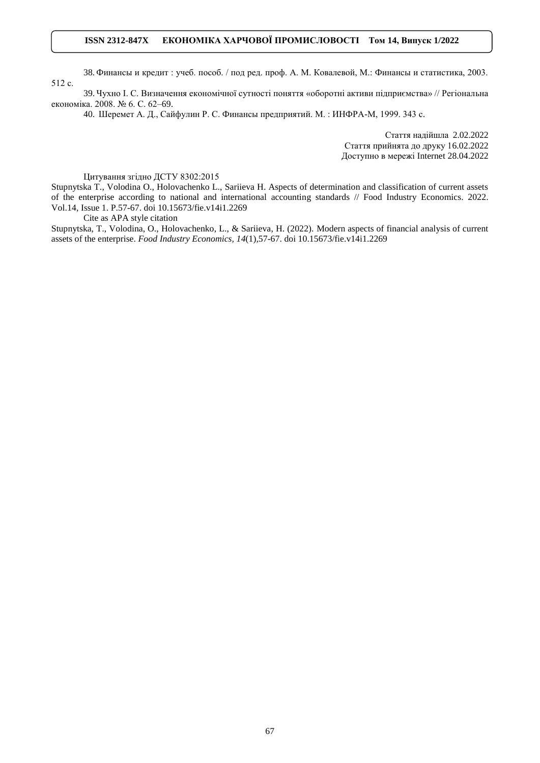38. Финансы и кредит : учеб. пособ. / под ред. проф. А. М. Ковалевой, М.: Финансы и статистика, 2003. 512 с.

39. Чухно І. С. Визначення економічної сутності поняття «оборотні активи підприємства» // Регіональна економіка. 2008. № 6. С. 62–69.

40. Шеремет А. Д., Сайфулин Р. С. Финансы предприятий. М. : ИНФРА-М, 1999. 343 с.

Стаття надійшла 2.02.2022
Стаття прийнята до друку 16.02.2022
Доступно в мережі Internet 28.04.2022

Цитування згідно ДСТУ 8302:2015

Stupnytska T., Volodina O., Holovachenko L., Sariieva H. Aspects of determination and classification of current assets of the enterprise according to national and international accounting standards // Food Industry Economics. 2022. Vol.14, Issue 1. P.57-67. doi 10.15673/fie.v14i1.2269

Cite as APA style citation

Stupnytska, T., Volodina, O., Holovachenko, L., & Sariieva, H. (2022). Modern aspects of financial analysis of current assets of the enterprise. *Food Industry Economics*, *14*(1),57-67. doi 10.15673/fie.v14i1.2269